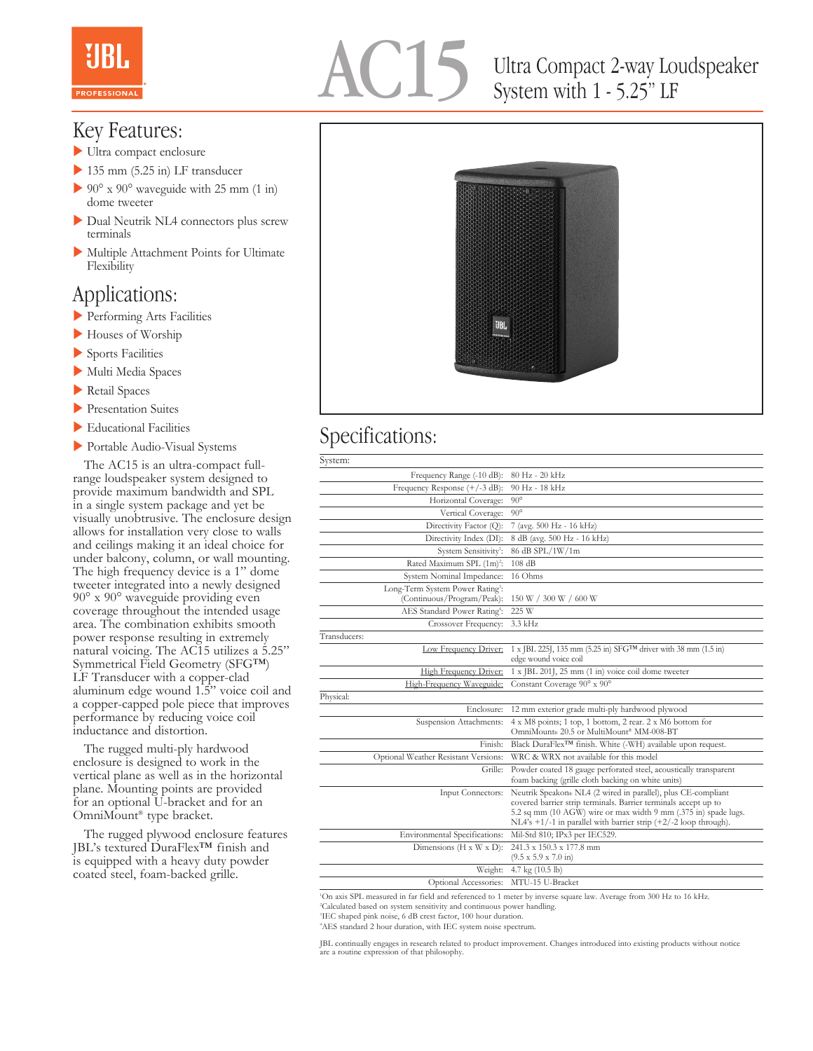# AC15

## Ultra Compact 2-way Loudspeaker System with 1 - 5.25" LF

## Key Features:

- Ultra compact enclosure
- 135 mm (5.25 in) LF transducer
- 90° x 90° waveguide with 25 mm (1 in) dome tweeter
- Dual Neutrik NL4 connectors plus screw terminals
- Multiple Attachment Points for Ultimate Flexibility

## Applications:

- Performing Arts Facilities
- Houses of Worship
- Sports Facilities
- Multi Media Spaces
- Retail Spaces
- Presentation Suites
- Educational Facilities
- Portable Audio-Visual Systems

The AC15 is an ultra-compact full-range loudspeaker system designed to provide maximum bandwidth and SPL in a single system package and yet be visually unobtrusive. The enclosure design allows for installation very close to walls and ceilings making it an ideal choice for under balcony, column, or wall mounting. The high frequency device is a 1" dome tweeter integrated into a newly designed 90° x 90° waveguide providing even coverage throughout the intended usage area. The combination exhibits smooth power response resulting in extremely natural voicing. The AC15 utilizes a 5.25" Symmetrical Field Geometry (SFG™) LF Transducer with a copper-clad aluminum edge wound 1.5" voice coil and a copper-capped pole piece that improves performance by reducing voice coil inductance and distortion.

The rugged multi-ply hardwood enclosure is designed to work in the vertical plane as well as in the horizontal plane. Mounting points are provided for an optional U-bracket and for an OmniMount® type bracket.

The rugged plywood enclosure features JBL's textured DuraFlex™ finish and is equipped with a heavy duty powder coated steel, foam-backed grille.

## Specifications:

| System: | |
|---|---|
| Frequency Range (-10 dB): | 80 Hz - 20 kHz |
| Frequency Response (+/-3 dB): | 90 Hz - 18 kHz |
| Horizontal Coverage: | 90° |
| Vertical Coverage: | 90° |
| Directivity Factor (Q): | 7 (avg. 500 Hz - 16 kHz) |
| Directivity Index (DI): | 8 dB (avg. 500 Hz - 16 kHz) |
| System Sensitivity[1]: | 86 dB SPL/1W/1m |
| Rated Maximum SPL (1m)[2]: | 108 dB |
| System Nominal Impedance: | 16 Ohms |
| Long-Term System Power Rating[3]: (Continuous/Program/Peak): | 150 W / 300 W / 600 W |
| AES Standard Power Rating[4]: | 225 W |
| Crossover Frequency: | 3.3 kHz |
| **Transducers:** | |
| Low Frequency Driver: | 1 x JBL 225J, 135 mm (5.25 in) SFG™ driver with 38 mm (1.5 in) edge wound voice coil |
| High Frequency Driver: | 1 x JBL 201J, 25 mm (1 in) voice coil dome tweeter |
| High-Frequency Waveguide: | Constant Coverage 90° x 90° |
| **Physical:** | |
| Enclosure: | 12 mm exterior grade multi-ply hardwood plywood |
| Suspension Attachments: | 4 x M8 points; 1 top, 1 bottom, 2 rear. 2 x M6 bottom for OmniMount® 20.5 or MultiMount® MM-008-BT |
| Finish: | Black DuraFlex™ finish. White (-WH) available upon request. |
| Optional Weather Resistant Versions: | WRC & WRX not available for this model |
| Grille: | Powder coated 18 gauge perforated steel, acoustically transparent foam backing (grille cloth backing on white units) |
| Input Connectors: | Neutrik Speakon® NL4 (2 wired in parallel), plus CE-compliant covered barrier strip terminals. Barrier terminals accept up to 5.2 sq mm (10 AGW) wire or max width 9 mm (.375 in) spade lugs. NL4's +1/-1 in parallel with barrier strip (+2/-2 loop through). |
| Environmental Specifications: | Mil-Std 810; IPx3 per IEC529. |
| Dimensions (H x W x D): | 241.3 x 150.3 x 177.8 mm (9.5 x 5.9 x 7.0 in) |
| Weight: | 4.7 kg (10.5 lb) |
| Optional Accessories: | MTU-15 U-Bracket |

[1]On axis SPL measured in far field and referenced to 1 meter by inverse square law. Average from 300 Hz to 16 kHz.
[2]Calculated based on system sensitivity and continuous power handling.
[3]IEC shaped pink noise, 6 dB crest factor, 100 hour duration.
[4]AES standard 2 hour duration, with IEC system noise spectrum.

JBL continually engages in research related to product improvement. Changes introduced into existing products without notice are a routine expression of that philosophy.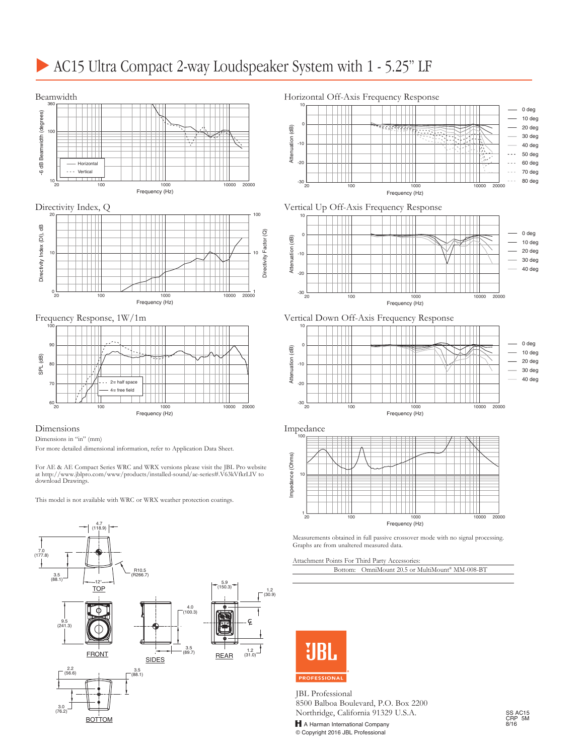# AC15 Ultra Compact 2-way Loudspeaker System with 1 - 5.25" LF

## Beamwidth

360
100
10
-6 dB Beamwidth (degrees)
Horizontal
Vertical
20 100 1000 10000 20000
Frequency (Hz)

## Horizontal Off-Axis Frequency Response

10
0
-10
-20
-30
Attenuation (dB)
20 100 1000 10000 20000
Frequency (Hz)
0 deg
10 deg
20 deg
30 deg
40 deg
50 deg
60 deg
70 deg
80 deg

## Directivity Index, Q

20
10
0
Directivity Index (DI), dB
100
10
1
Directivity Factor (Q)
20 100 1000 10000 20000
Frequency (Hz)

## Vertical Up Off-Axis Frequency Response

10
0
-10
-20
-30
Attenuation (dB)
20 100 1000 10000 20000
Frequency (Hz)
0 deg
10 deg
20 deg
30 deg
40 deg

## Frequency Response, 1W/1m

100
90
80
70
60
SPL (dB)
2π half space
4π free field
20 100 1000 10000 20000
Frequency (Hz)

## Vertical Down Off-Axis Frequency Response

10
0
-10
-20
-30
Attenuation (dB)
20 100 1000 10000 20000
Frequency (Hz)
0 deg
10 deg
20 deg
30 deg
40 deg

## Dimensions

Dimensions in "in" (mm)

For more detailed dimensional information, refer to Application Data Sheet.

For AE & AE Compact Series WRC and WRX versions please visit the JBL Pro website at http://www.jblpro.com/www/products/installed-sound/ae-series#.V63kVfkrLIV to download Drawings.

This model is not available with WRC or WRX weather protection coatings.

4.7 (118.9)
7.0 (177.8)
3.5 (88.1)
12°
R10.5 (266.7)
TOP
9.5 (241.3)
FRONT
4.0 (100.3)
3.5 (89.7)
SIDES
5.9 (150.3)
1.2 (30.9)
℄
1.2 (31.0)
REAR
2.2 (56.6)
3.5 (88.1)
3.0 (76.2)
BOTTOM

## Impedance

100
10
1
Impedance (Ohms)
20 100 1000 10000 20000
Frequency (Hz)

Measurements obtained in full passive crossover mode with no signal processing.
Graphs are from unaltered measured data.

Attachment Points For Third Party Accessories:

Bottom: OmniMount 20.5 or MultiMount® MM-008-BT

JBL PROFESSIONAL

JBL Professional
8500 Balboa Boulevard, P.O. Box 2200
Northridge, California 91329 U.S.A.

A Harman International Company
© Copyright 2016 JBL Professional

SS AC15
CRP 5M
8/16